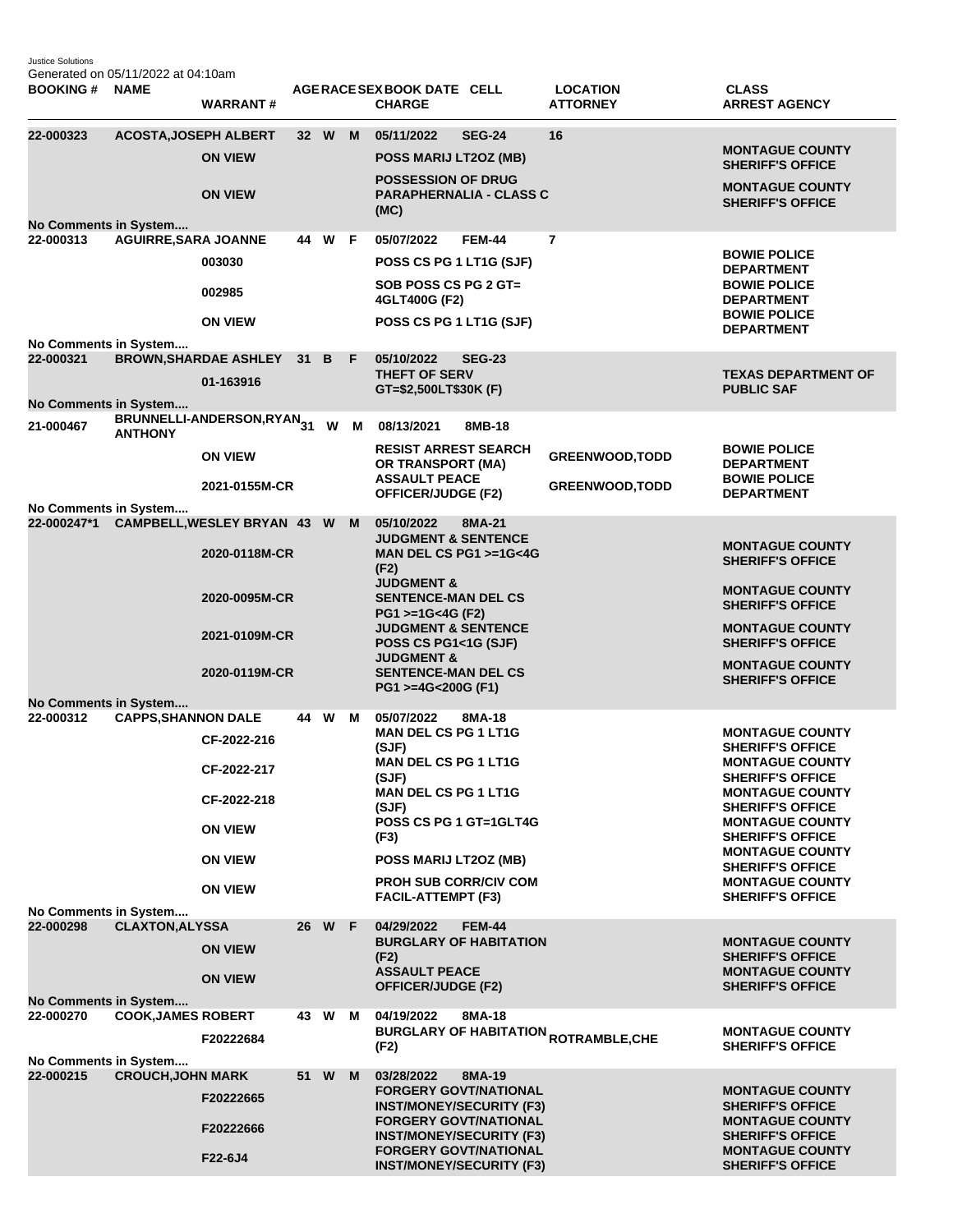Justice Solutions
Generated on 05/11/2022 at 04:10am

| BOOKING # | NAME | WARRANT # | AGE | RACE | SEX | BOOK DATE | CELL | CHARGE | LOCATION | ATTORNEY | CLASS | ARREST AGENCY |
|---|---|---|---|---|---|---|---|---|---|---|---|---|
| 22-000323 | ACOSTA,JOSEPH ALBERT | | 32 | W | M | 05/11/2022 | SEG-24 | | 16 | | | |
| | | ON VIEW | | | | | | POSS MARIJ LT2OZ (MB) | | | | MONTAGUE COUNTY SHERIFF'S OFFICE |
| | | ON VIEW | | | | | | POSSESSION OF DRUG PARAPHERNALIA - CLASS C (MC) | | | | MONTAGUE COUNTY SHERIFF'S OFFICE |
| No Comments in System.... | | | | | | | | | | | | |
| 22-000313 | AGUIRRE,SARA JOANNE | | 44 | W | F | 05/07/2022 | FEM-44 | | 7 | | | |
| | | 003030 | | | | | | POSS CS PG 1 LT1G (SJF) | | | | BOWIE POLICE DEPARTMENT |
| | | 002985 | | | | | | SOB POSS CS PG 2 GT= 4GLT400G (F2) | | | | BOWIE POLICE DEPARTMENT |
| | | ON VIEW | | | | | | POSS CS PG 1 LT1G (SJF) | | | | BOWIE POLICE DEPARTMENT |
| No Comments in System.... | | | | | | | | | | | | |
| 22-000321 | BROWN,SHARDAE ASHLEY | | 31 | B | F | 05/10/2022 | SEG-23 | | | | | |
| | | 01-163916 | | | | | | THEFT OF SERV GT=$2,500LT$30K (F) | | | | TEXAS DEPARTMENT OF PUBLIC SAF |
| No Comments in System.... | | | | | | | | | | | | |
| 21-000467 | BRUNNELLI-ANDERSON,RYAN ANTHONY | | 31 | W | M | 08/13/2021 | 8MB-18 | | | | | |
| | | ON VIEW | | | | | | RESIST ARREST SEARCH OR TRANSPORT (MA) | | GREENWOOD,TODD | | BOWIE POLICE DEPARTMENT |
| | | 2021-0155M-CR | | | | | | ASSAULT PEACE OFFICER/JUDGE (F2) | | GREENWOOD,TODD | | BOWIE POLICE DEPARTMENT |
| No Comments in System.... | | | | | | | | | | | | |
| 22-000247*1 | CAMPBELL,WESLEY BRYAN | | 43 | W | M | 05/10/2022 | 8MA-21 | | | | | |
| | | 2020-0118M-CR | | | | | | JUDGMENT & SENTENCE MAN DEL CS PG1 >=1G<4G (F2) | | | | MONTAGUE COUNTY SHERIFF'S OFFICE |
| | | 2020-0095M-CR | | | | | | JUDGMENT & SENTENCE-MAN DEL CS PG1 >=1G<4G (F2) | | | | MONTAGUE COUNTY SHERIFF'S OFFICE |
| | | 2021-0109M-CR | | | | | | JUDGMENT & SENTENCE POSS CS PG1<1G (SJF) | | | | MONTAGUE COUNTY SHERIFF'S OFFICE |
| | | 2020-0119M-CR | | | | | | JUDGMENT & SENTENCE-MAN DEL CS PG1 >=4G<200G (F1) | | | | MONTAGUE COUNTY SHERIFF'S OFFICE |
| No Comments in System.... | | | | | | | | | | | | |
| 22-000312 | CAPPS,SHANNON DALE | | 44 | W | M | 05/07/2022 | 8MA-18 | | | | | |
| | | CF-2022-216 | | | | | | MAN DEL CS PG 1 LT1G (SJF) | | | | MONTAGUE COUNTY SHERIFF'S OFFICE |
| | | CF-2022-217 | | | | | | MAN DEL CS PG 1 LT1G (SJF) | | | | MONTAGUE COUNTY SHERIFF'S OFFICE |
| | | CF-2022-218 | | | | | | MAN DEL CS PG 1 LT1G (SJF) | | | | MONTAGUE COUNTY SHERIFF'S OFFICE |
| | | ON VIEW | | | | | | POSS CS PG 1 GT=1GLT4G (F3) | | | | MONTAGUE COUNTY SHERIFF'S OFFICE |
| | | ON VIEW | | | | | | POSS MARIJ LT2OZ (MB) | | | | MONTAGUE COUNTY SHERIFF'S OFFICE |
| | | ON VIEW | | | | | | PROH SUB CORR/CIV COM FACIL-ATTEMPT (F3) | | | | MONTAGUE COUNTY SHERIFF'S OFFICE |
| No Comments in System.... | | | | | | | | | | | | |
| 22-000298 | CLAXTON,ALYSSA | | 26 | W | F | 04/29/2022 | FEM-44 | | | | | |
| | | ON VIEW | | | | | | BURGLARY OF HABITATION (F2) | | | | MONTAGUE COUNTY SHERIFF'S OFFICE |
| | | ON VIEW | | | | | | ASSAULT PEACE OFFICER/JUDGE (F2) | | | | MONTAGUE COUNTY SHERIFF'S OFFICE |
| No Comments in System.... | | | | | | | | | | | | |
| 22-000270 | COOK,JAMES ROBERT | | 43 | W | M | 04/19/2022 | 8MA-18 | | | | | |
| | | F20222684 | | | | | | BURGLARY OF HABITATION (F2) | | ROTRAMBLE,CHE | | MONTAGUE COUNTY SHERIFF'S OFFICE |
| No Comments in System.... | | | | | | | | | | | | |
| 22-000215 | CROUCH,JOHN MARK | | 51 | W | M | 03/28/2022 | 8MA-19 | | | | | |
| | | F20222665 | | | | | | FORGERY GOVT/NATIONAL INST/MONEY/SECURITY (F3) | | | | MONTAGUE COUNTY SHERIFF'S OFFICE |
| | | F20222666 | | | | | | FORGERY GOVT/NATIONAL INST/MONEY/SECURITY (F3) | | | | MONTAGUE COUNTY SHERIFF'S OFFICE |
| | | F22-6J4 | | | | | | FORGERY GOVT/NATIONAL INST/MONEY/SECURITY (F3) | | | | MONTAGUE COUNTY SHERIFF'S OFFICE |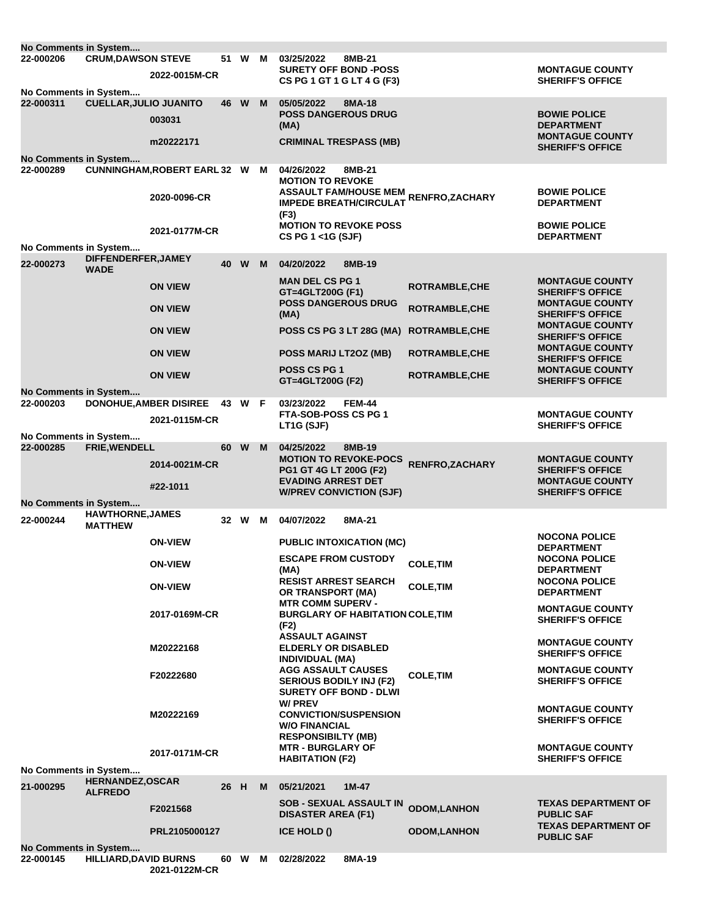| | | | | | | | | |
|---|---|---|---|---|---|---|---|---|
| **No Comments in System....** | | | | | | | | |
| **22-000206** | **CRUM,DAWSON STEVE** | | **51** | **W** | **M** | **03/25/2022 8MB-21** | | |
| | | **2022-0015M-CR** | | | | **SURETY OFF BOND -POSS CS PG 1 GT 1 G LT 4 G (F3)** | | **MONTAGUE COUNTY SHERIFF'S OFFICE** |
| **No Comments in System....** | | | | | | | | |
| **22-000311** | **CUELLAR,JULIO JUANITO** | | **46** | **W** | **M** | **05/05/2022 8MA-18** | | |
| | | **003031** | | | | **POSS DANGEROUS DRUG (MA)** | | **BOWIE POLICE DEPARTMENT** |
| | | **m20222171** | | | | **CRIMINAL TRESPASS (MB)** | | **MONTAGUE COUNTY SHERIFF'S OFFICE** |
| **No Comments in System....** | | | | | | | | |
| **22-000289** | **CUNNINGHAM,ROBERT EARL** | | **32** | **W** | **M** | **04/26/2022 8MB-21** | | |
| | | **2020-0096-CR** | | | | **MOTION TO REVOKE ASSAULT FAM/HOUSE MEM IMPEDE BREATH/CIRCULAT (F3)** | **RENFRO,ZACHARY** | **BOWIE POLICE DEPARTMENT** |
| | | **2021-0177M-CR** | | | | **MOTION TO REVOKE POSS CS PG 1 <1G (SJF)** | | **BOWIE POLICE DEPARTMENT** |
| **No Comments in System....** | | | | | | | | |
| **22-000273** | **DIFFENDERFER,JAMEY WADE** | | **40** | **W** | **M** | **04/20/2022 8MB-19** | | |
| | | **ON VIEW** | | | | **MAN DEL CS PG 1 GT=4GLT200G (F1)** | **ROTRAMBLE,CHE** | **MONTAGUE COUNTY SHERIFF'S OFFICE** |
| | | **ON VIEW** | | | | **POSS DANGEROUS DRUG (MA)** | **ROTRAMBLE,CHE** | **MONTAGUE COUNTY SHERIFF'S OFFICE** |
| | | **ON VIEW** | | | | **POSS CS PG 3 LT 28G (MA)** | **ROTRAMBLE,CHE** | **MONTAGUE COUNTY SHERIFF'S OFFICE** |
| | | **ON VIEW** | | | | **POSS MARIJ LT2OZ (MB)** | **ROTRAMBLE,CHE** | **MONTAGUE COUNTY SHERIFF'S OFFICE** |
| | | **ON VIEW** | | | | **POSS CS PG 1 GT=4GLT200G (F2)** | **ROTRAMBLE,CHE** | **MONTAGUE COUNTY SHERIFF'S OFFICE** |
| **No Comments in System....** | | | | | | | | |
| **22-000203** | **DONOHUE,AMBER DISIREE** | | **43** | **W** | **F** | **03/23/2022 FEM-44** | | |
| | | **2021-0115M-CR** | | | | **FTA-SOB-POSS CS PG 1 LT1G (SJF)** | | **MONTAGUE COUNTY SHERIFF'S OFFICE** |
| **No Comments in System....** | | | | | | | | |
| **22-000285** | **FRIE,WENDELL** | | **60** | **W** | **M** | **04/25/2022 8MB-19** | | |
| | | **2014-0021M-CR** | | | | **MOTION TO REVOKE-POCS PG1 GT 4G LT 200G (F2)** | **RENFRO,ZACHARY** | **MONTAGUE COUNTY SHERIFF'S OFFICE** |
| | | **#22-1011** | | | | **EVADING ARREST DET W/PREV CONVICTION (SJF)** | | **MONTAGUE COUNTY SHERIFF'S OFFICE** |
| **No Comments in System....** | | | | | | | | |
| **22-000244** | **HAWTHORNE,JAMES MATTHEW** | | **32** | **W** | **M** | **04/07/2022 8MA-21** | | |
| | | **ON-VIEW** | | | | **PUBLIC INTOXICATION (MC)** | | **NOCONA POLICE DEPARTMENT** |
| | | **ON-VIEW** | | | | **ESCAPE FROM CUSTODY (MA)** | **COLE,TIM** | **NOCONA POLICE DEPARTMENT** |
| | | **ON-VIEW** | | | | **RESIST ARREST SEARCH OR TRANSPORT (MA)** | **COLE,TIM** | **NOCONA POLICE DEPARTMENT** |
| | | **2017-0169M-CR** | | | | **MTR COMM SUPERV - BURGLARY OF HABITATION (F2)** | **COLE,TIM** | **MONTAGUE COUNTY SHERIFF'S OFFICE** |
| | | **M20222168** | | | | **ASSAULT AGAINST ELDERLY OR DISABLED INDIVIDUAL (MA)** | | **MONTAGUE COUNTY SHERIFF'S OFFICE** |
| | | **F20222680** | | | | **AGG ASSAULT CAUSES SERIOUS BODILY INJ (F2)** | **COLE,TIM** | **MONTAGUE COUNTY SHERIFF'S OFFICE** |
| | | **M20222169** | | | | **SURETY OFF BOND - DLWI W/ PREV CONVICTION/SUSPENSION W/O FINANCIAL RESPONSIBILTY (MB)** | | **MONTAGUE COUNTY SHERIFF'S OFFICE** |
| | | **2017-0171M-CR** | | | | **MTR - BURGLARY OF HABITATION (F2)** | | **MONTAGUE COUNTY SHERIFF'S OFFICE** |
| **No Comments in System....** | | | | | | | | |
| **21-000295** | **HERNANDEZ,OSCAR ALFREDO** | | **26** | **H** | **M** | **05/21/2021 1M-47** | | |
| | | **F2021568** | | | | **SOB - SEXUAL ASSAULT IN DISASTER AREA (F1)** | **ODOM,LANHON** | **TEXAS DEPARTMENT OF PUBLIC SAF** |
| | | **PRL2105000127** | | | | **ICE HOLD ()** | **ODOM,LANHON** | **TEXAS DEPARTMENT OF PUBLIC SAF** |
| **No Comments in System....** | | | | | | | | |
| **22-000145** | **HILLIARD,DAVID BURNS** | | **60** | **W** | **M** | **02/28/2022 8MA-19** | | |
| | | **2021-0122M-CR** | | | | | | |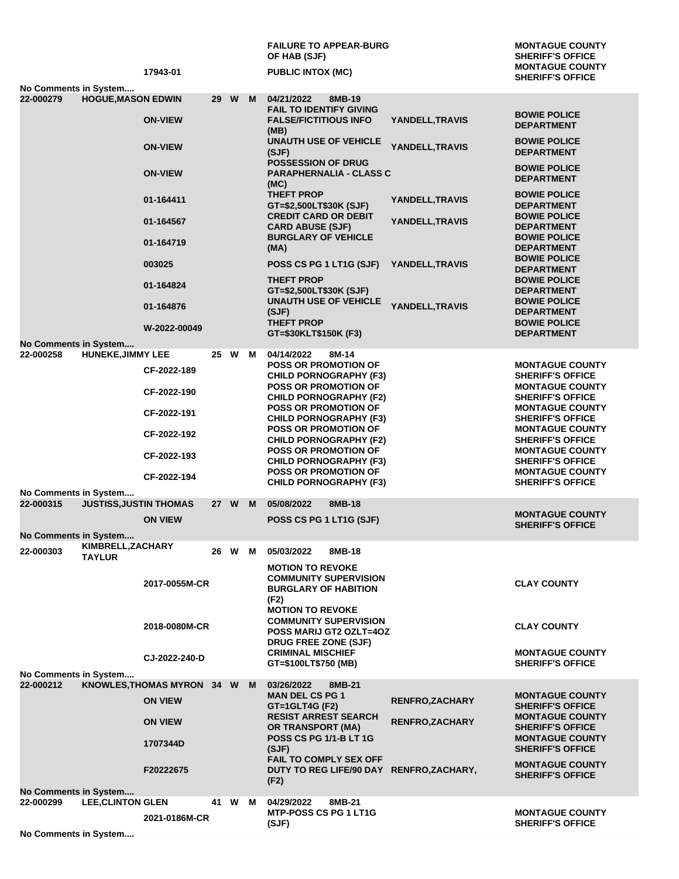| Booking # | Name | | Age | Race | Sex | Date / Warrant | Charge | Officer | Agency |
|---|---|---|---|---|---|---|---|---|---|
| | | | | | | | FAILURE TO APPEAR-BURG OF HAB (SJF) | | MONTAGUE COUNTY SHERIFF'S OFFICE |
| | | 17943-01 | | | | | PUBLIC INTOX (MC) | | MONTAGUE COUNTY SHERIFF'S OFFICE |
| No Comments in System.... | | | | | | | | | |
| 22-000279 | HOGUE,MASON EDWIN | | 29 | W | M | 04/21/2022 8MB-19 | | | |
| | | ON-VIEW | | | | | FAIL TO IDENTIFY GIVING FALSE/FICTITIOUS INFO (MB) | YANDELL,TRAVIS | BOWIE POLICE DEPARTMENT |
| | | ON-VIEW | | | | | UNAUTH USE OF VEHICLE (SJF) | YANDELL,TRAVIS | BOWIE POLICE DEPARTMENT |
| | | ON-VIEW | | | | | POSSESSION OF DRUG PARAPHERNALIA - CLASS C (MC) | | BOWIE POLICE DEPARTMENT |
| | | 01-164411 | | | | | THEFT PROP GT=$2,500LT$30K (SJF) | YANDELL,TRAVIS | BOWIE POLICE DEPARTMENT |
| | | 01-164567 | | | | | CREDIT CARD OR DEBIT CARD ABUSE (SJF) | YANDELL,TRAVIS | BOWIE POLICE DEPARTMENT |
| | | 01-164719 | | | | | BURGLARY OF VEHICLE (MA) | | BOWIE POLICE DEPARTMENT |
| | | 003025 | | | | | POSS CS PG 1 LT1G (SJF) | YANDELL,TRAVIS | BOWIE POLICE DEPARTMENT |
| | | 01-164824 | | | | | THEFT PROP GT=$2,500LT$30K (SJF) | | BOWIE POLICE DEPARTMENT |
| | | 01-164876 | | | | | UNAUTH USE OF VEHICLE (SJF) | YANDELL,TRAVIS | BOWIE POLICE DEPARTMENT |
| | | W-2022-00049 | | | | | THEFT PROP GT=$30KLT$150K (F3) | | BOWIE POLICE DEPARTMENT |
| No Comments in System.... | | | | | | | | | |
| 22-000258 | HUNEKE,JIMMY LEE | | 25 | W | M | 04/14/2022 8M-14 | | | |
| | | CF-2022-189 | | | | | POSS OR PROMOTION OF CHILD PORNOGRAPHY (F3) | | MONTAGUE COUNTY SHERIFF'S OFFICE |
| | | CF-2022-190 | | | | | POSS OR PROMOTION OF CHILD PORNOGRAPHY (F2) | | MONTAGUE COUNTY SHERIFF'S OFFICE |
| | | CF-2022-191 | | | | | POSS OR PROMOTION OF CHILD PORNOGRAPHY (F3) | | MONTAGUE COUNTY SHERIFF'S OFFICE |
| | | CF-2022-192 | | | | | POSS OR PROMOTION OF CHILD PORNOGRAPHY (F2) | | MONTAGUE COUNTY SHERIFF'S OFFICE |
| | | CF-2022-193 | | | | | POSS OR PROMOTION OF CHILD PORNOGRAPHY (F3) | | MONTAGUE COUNTY SHERIFF'S OFFICE |
| | | CF-2022-194 | | | | | POSS OR PROMOTION OF CHILD PORNOGRAPHY (F3) | | MONTAGUE COUNTY SHERIFF'S OFFICE |
| No Comments in System.... | | | | | | | | | |
| 22-000315 | JUSTISS,JUSTIN THOMAS | | 27 | W | M | 05/08/2022 8MB-18 | | | |
| | | ON VIEW | | | | | POSS CS PG 1 LT1G (SJF) | | MONTAGUE COUNTY SHERIFF'S OFFICE |
| No Comments in System.... | | | | | | | | | |
| 22-000303 | KIMBRELL,ZACHARY TAYLUR | | 26 | W | M | 05/03/2022 8MB-18 | | | |
| | | 2017-0055M-CR | | | | | MOTION TO REVOKE COMMUNITY SUPERVISION BURGLARY OF HABITION (F2) | | CLAY COUNTY |
| | | 2018-0080M-CR | | | | | MOTION TO REVOKE COMMUNITY SUPERVISION POSS MARIJ GT2 OZLT=4OZ DRUG FREE ZONE (SJF) | | CLAY COUNTY |
| | | CJ-2022-240-D | | | | | CRIMINAL MISCHIEF GT=$100LT$750 (MB) | | MONTAGUE COUNTY SHERIFF'S OFFICE |
| No Comments in System.... | | | | | | | | | |
| 22-000212 | KNOWLES,THOMAS MYRON | | 34 | W | M | 03/26/2022 8MB-21 | | | |
| | | ON VIEW | | | | | MAN DEL CS PG 1 GT=1GLT4G (F2) | RENFRO,ZACHARY | MONTAGUE COUNTY SHERIFF'S OFFICE |
| | | ON VIEW | | | | | RESIST ARREST SEARCH OR TRANSPORT (MA) | RENFRO,ZACHARY | MONTAGUE COUNTY SHERIFF'S OFFICE |
| | | 1707344D | | | | | POSS CS PG 1/1-B LT 1G (SJF) | | MONTAGUE COUNTY SHERIFF'S OFFICE |
| | | F20222675 | | | | | FAIL TO COMPLY SEX OFF DUTY TO REG LIFE/90 DAY (F2) | RENFRO,ZACHARY, | MONTAGUE COUNTY SHERIFF'S OFFICE |
| No Comments in System.... | | | | | | | | | |
| 22-000299 | LEE,CLINTON GLEN | | 41 | W | M | 04/29/2022 8MB-21 | | | |
| | | 2021-0186M-CR | | | | | MTP-POSS CS PG 1 LT1G (SJF) | | MONTAGUE COUNTY SHERIFF'S OFFICE |
| No Comments in System.... | | | | | | | | | |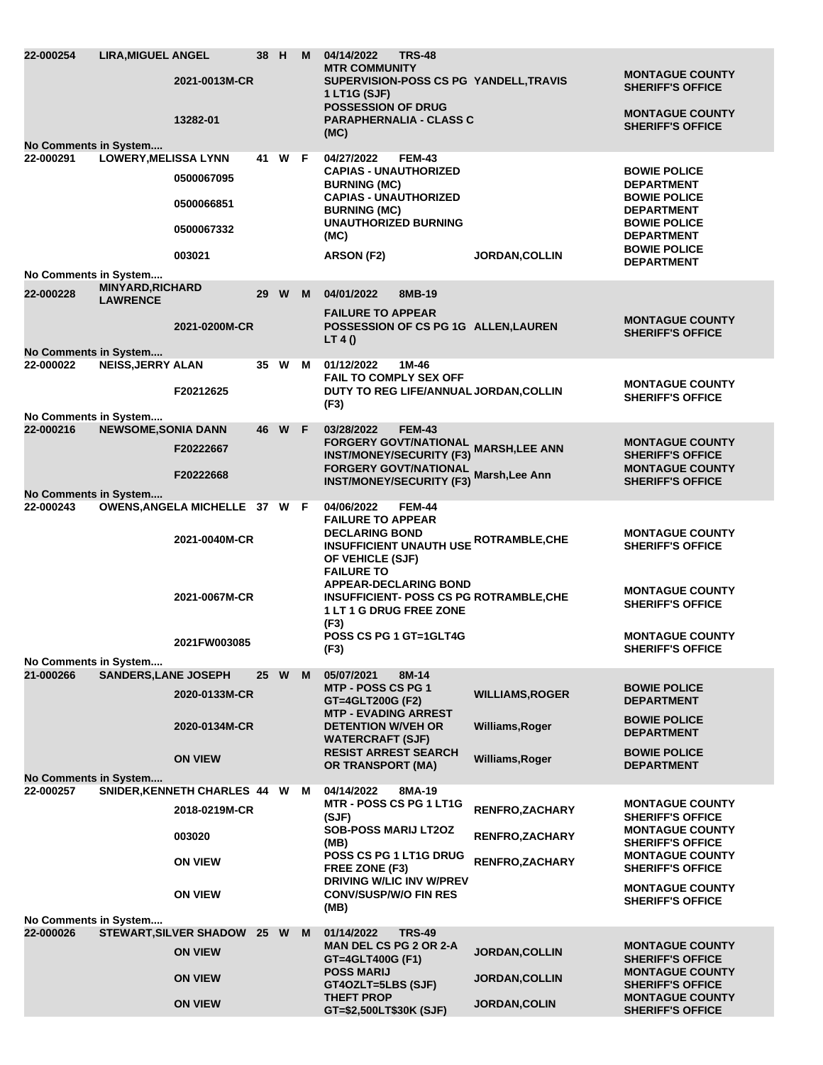| Booking # | Name | Case # | Age | Race | Sex | Date / Location | Charge | Judge / Officer | Agency |
|---|---|---|---|---|---|---|---|---|---|
| 22-000254 | LIRA,MIGUEL ANGEL | | 38 | H | M | 04/14/2022 TRS-48 | | | |
| | | 2021-0013M-CR | | | | | MTR COMMUNITY SUPERVISION-POSS CS PG 1 LT1G (SJF) | YANDELL,TRAVIS | MONTAGUE COUNTY SHERIFF'S OFFICE |
| | | 13282-01 | | | | | POSSESSION OF DRUG PARAPHERNALIA - CLASS C (MC) | | MONTAGUE COUNTY SHERIFF'S OFFICE |
| No Comments in System.... | | | | | | | | | |
| 22-000291 | LOWERY,MELISSA LYNN | | 41 | W | F | 04/27/2022 FEM-43 | | | |
| | | 0500067095 | | | | | CAPIAS - UNAUTHORIZED BURNING (MC) | | BOWIE POLICE DEPARTMENT |
| | | 0500066851 | | | | | CAPIAS - UNAUTHORIZED BURNING (MC) | | BOWIE POLICE DEPARTMENT |
| | | 0500067332 | | | | | UNAUTHORIZED BURNING (MC) | | BOWIE POLICE DEPARTMENT |
| | | 003021 | | | | | ARSON (F2) | JORDAN,COLLIN | BOWIE POLICE DEPARTMENT |
| No Comments in System.... | | | | | | | | | |
| 22-000228 | MINYARD,RICHARD LAWRENCE | | 29 | W | M | 04/01/2022 8MB-19 | | | |
| | | 2021-0200M-CR | | | | | FAILURE TO APPEAR POSSESSION OF CS PG 1G LT 4 () | ALLEN,LAUREN | MONTAGUE COUNTY SHERIFF'S OFFICE |
| No Comments in System.... | | | | | | | | | |
| 22-000022 | NEISS,JERRY ALAN | | 35 | W | M | 01/12/2022 1M-46 | | | |
| | | F20212625 | | | | | FAIL TO COMPLY SEX OFF DUTY TO REG LIFE/ANNUAL (F3) | JORDAN,COLLIN | MONTAGUE COUNTY SHERIFF'S OFFICE |
| No Comments in System.... | | | | | | | | | |
| 22-000216 | NEWSOME,SONIA DANN | | 46 | W | F | 03/28/2022 FEM-43 | | | |
| | | F20222667 | | | | | FORGERY GOVT/NATIONAL INST/MONEY/SECURITY (F3) | MARSH,LEE ANN | MONTAGUE COUNTY SHERIFF'S OFFICE |
| | | F20222668 | | | | | FORGERY GOVT/NATIONAL INST/MONEY/SECURITY (F3) | Marsh,Lee Ann | MONTAGUE COUNTY SHERIFF'S OFFICE |
| No Comments in System.... | | | | | | | | | |
| 22-000243 | OWENS,ANGELA MICHELLE | | 37 | W | F | 04/06/2022 FEM-44 | | | |
| | | 2021-0040M-CR | | | | | FAILURE TO APPEAR DECLARING BOND INSUFFICIENT UNAUTH USE OF VEHICLE (SJF) | ROTRAMBLE,CHE | MONTAGUE COUNTY SHERIFF'S OFFICE |
| | | 2021-0067M-CR | | | | | FAILURE TO APPEAR-DECLARING BOND INSUFFICIENT- POSS CS PG 1 LT 1 G DRUG FREE ZONE (F3) | ROTRAMBLE,CHE | MONTAGUE COUNTY SHERIFF'S OFFICE |
| | | 2021FW003085 | | | | | POSS CS PG 1 GT=1GLT4G (F3) | | MONTAGUE COUNTY SHERIFF'S OFFICE |
| No Comments in System.... | | | | | | | | | |
| 21-000266 | SANDERS,LANE JOSEPH | | 25 | W | M | 05/07/2021 8M-14 | | | |
| | | 2020-0133M-CR | | | | | MTP - POSS CS PG 1 GT=4GLT200G (F2) | WILLIAMS,ROGER | BOWIE POLICE DEPARTMENT |
| | | 2020-0134M-CR | | | | | MTP - EVADING ARREST DETENTION W/VEH OR WATERCRAFT (SJF) | Williams,Roger | BOWIE POLICE DEPARTMENT |
| | | ON VIEW | | | | | RESIST ARREST SEARCH OR TRANSPORT (MA) | Williams,Roger | BOWIE POLICE DEPARTMENT |
| No Comments in System.... | | | | | | | | | |
| 22-000257 | SNIDER,KENNETH CHARLES | | 44 | W | M | 04/14/2022 8MA-19 | | | |
| | | 2018-0219M-CR | | | | | MTR - POSS CS PG 1 LT1G (SJF) | RENFRO,ZACHARY | MONTAGUE COUNTY SHERIFF'S OFFICE |
| | | 003020 | | | | | SOB-POSS MARIJ LT2OZ (MB) | RENFRO,ZACHARY | MONTAGUE COUNTY SHERIFF'S OFFICE |
| | | ON VIEW | | | | | POSS CS PG 1 LT1G DRUG FREE ZONE (F3) | RENFRO,ZACHARY | MONTAGUE COUNTY SHERIFF'S OFFICE |
| | | ON VIEW | | | | | DRIVING W/LIC INV W/PREV CONV/SUSP/W/O FIN RES (MB) | | MONTAGUE COUNTY SHERIFF'S OFFICE |
| No Comments in System.... | | | | | | | | | |
| 22-000026 | STEWART,SILVER SHADOW | | 25 | W | M | 01/14/2022 TRS-49 | | | |
| | | ON VIEW | | | | | MAN DEL CS PG 2 OR 2-A GT=4GLT400G (F1) | JORDAN,COLLIN | MONTAGUE COUNTY SHERIFF'S OFFICE |
| | | ON VIEW | | | | | POSS MARIJ GT4OZLT=5LBS (SJF) | JORDAN,COLLIN | MONTAGUE COUNTY SHERIFF'S OFFICE |
| | | ON VIEW | | | | | THEFT PROP GT=$2,500LT$30K (SJF) | JORDAN,COLIN | MONTAGUE COUNTY SHERIFF'S OFFICE |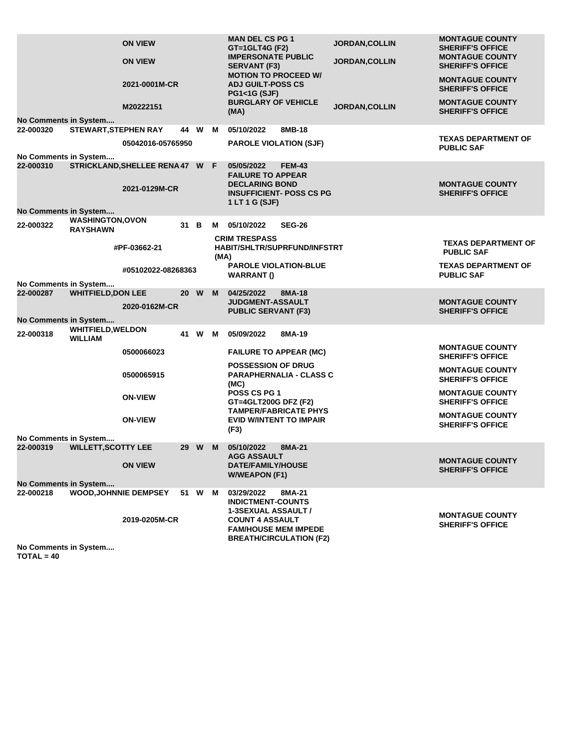| | | | | | | | | | |
|---|---|---|---|---|---|---|---|---|---|
| | | ON VIEW | | | | MAN DEL CS PG 1 GT=1GLT4G (F2) | | JORDAN,COLLIN | MONTAGUE COUNTY SHERIFF'S OFFICE |
| | | ON VIEW | | | | IMPERSONATE PUBLIC SERVANT (F3) | | JORDAN,COLLIN | MONTAGUE COUNTY SHERIFF'S OFFICE |
| | | 2021-0001M-CR | | | | MOTION TO PROCEED W/ ADJ GUILT-POSS CS PG1<1G (SJF) | | | MONTAGUE COUNTY SHERIFF'S OFFICE |
| | | M20222151 | | | | BURGLARY OF VEHICLE (MA) | | JORDAN,COLLIN | MONTAGUE COUNTY SHERIFF'S OFFICE |
| No Comments in System.... | | | | | | | | | |
| 22-000320 | STEWART,STEPHEN RAY | | 44 | W | M | 05/10/2022 | 8MB-18 | | |
| | | 05042016-05765950 | | | | PAROLE VIOLATION (SJF) | | | TEXAS DEPARTMENT OF PUBLIC SAF |
| No Comments in System.... | | | | | | | | | |
| 22-000310 | STRICKLAND,SHELLEE RENA | | 47 | W | F | 05/05/2022 | FEM-43 | | |
| | | 2021-0129M-CR | | | | FAILURE TO APPEAR DECLARING BOND INSUFFICIENT- POSS CS PG 1 LT 1 G (SJF) | | | MONTAGUE COUNTY SHERIFF'S OFFICE |
| No Comments in System.... | | | | | | | | | |
| 22-000322 | WASHINGTON,OVON RAYSHAWN | | 31 | B | M | 05/10/2022 | SEG-26 | | |
| | | #PF-03662-21 | | | | CRIM TRESPASS HABIT/SHLTR/SUPRFUND/INFSTRT (MA) | | | TEXAS DEPARTMENT OF PUBLIC SAF |
| | | #05102022-08268363 | | | | PAROLE VIOLATION-BLUE WARRANT () | | | TEXAS DEPARTMENT OF PUBLIC SAF |
| No Comments in System.... | | | | | | | | | |
| 22-000287 | WHITFIELD,DON LEE | | 20 | W | M | 04/25/2022 | 8MA-18 | | |
| | | 2020-0162M-CR | | | | JUDGMENT-ASSAULT PUBLIC SERVANT (F3) | | | MONTAGUE COUNTY SHERIFF'S OFFICE |
| No Comments in System.... | | | | | | | | | |
| 22-000318 | WHITFIELD,WELDON WILLIAM | | 41 | W | M | 05/09/2022 | 8MA-19 | | |
| | | 0500066023 | | | | FAILURE TO APPEAR (MC) | | | MONTAGUE COUNTY SHERIFF'S OFFICE |
| | | 0500065915 | | | | POSSESSION OF DRUG PARAPHERNALIA - CLASS C (MC) | | | MONTAGUE COUNTY SHERIFF'S OFFICE |
| | | ON-VIEW | | | | POSS CS PG 1 GT=4GLT200G DFZ (F2) | | | MONTAGUE COUNTY SHERIFF'S OFFICE |
| | | ON-VIEW | | | | TAMPER/FABRICATE PHYS EVID W/INTENT TO IMPAIR (F3) | | | MONTAGUE COUNTY SHERIFF'S OFFICE |
| No Comments in System.... | | | | | | | | | |
| 22-000319 | WILLETT,SCOTTY LEE | | 29 | W | M | 05/10/2022 | 8MA-21 | | |
| | | ON VIEW | | | | AGG ASSAULT DATE/FAMILY/HOUSE W/WEAPON (F1) | | | MONTAGUE COUNTY SHERIFF'S OFFICE |
| No Comments in System.... | | | | | | | | | |
| 22-000218 | WOOD,JOHNNIE DEMPSEY | | 51 | W | M | 03/29/2022 | 8MA-21 | | |
| | | 2019-0205M-CR | | | | INDICTMENT-COUNTS 1-3SEXUAL ASSAULT / COUNT 4 ASSAULT FAM/HOUSE MEM IMPEDE BREATH/CIRCULATION (F2) | | | MONTAGUE COUNTY SHERIFF'S OFFICE |
| No Comments in System.... | | | | | | | | | |

TOTAL = 40